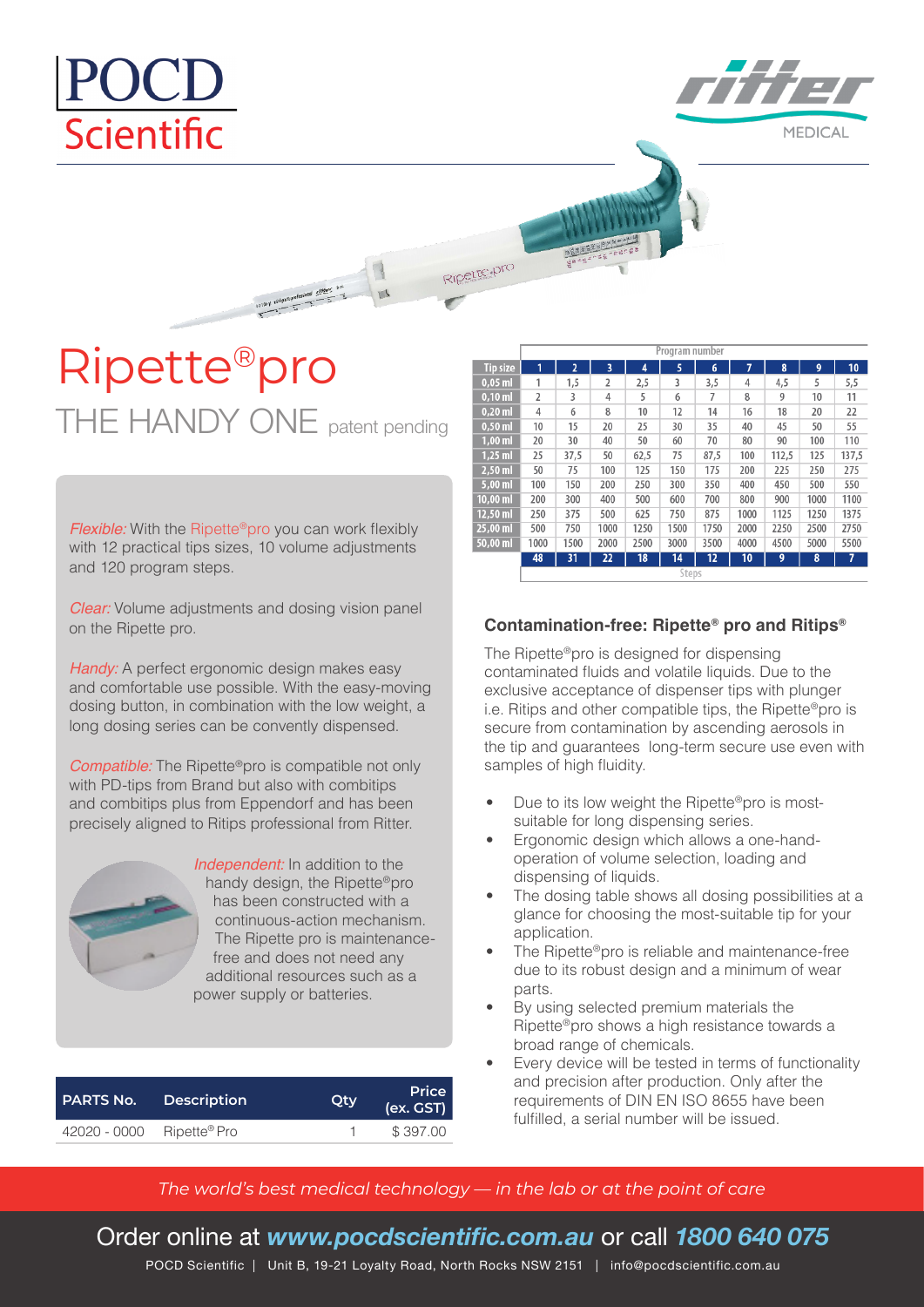POCD Scientific

ritter MEDICAL

# Ripette®pro

## THE HANDY ONE patent pending

*Flexible:* With the Ripette®pro you can work flexibly with 12 practical tips sizes, 10 volume adjustments and 120 program steps.

*Clear:* Volume adjustments and dosing vision panel on the Ripette pro.

*Handy:* A perfect ergonomic design makes easy and comfortable use possible. With the easy-moving dosing button, in combination with the low weight, a long dosing series can be convently dispensed.

*Compatible:* The Ripette®pro is compatible not only with PD-tips from Brand but also with combitips and combitips plus from Eppendorf and has been precisely aligned to Ritips professional from Ritter.

*Independent:* In addition to the handy design, the Ripette®pro has been constructed with a continuous-action mechanism. The Ripette pro is maintenance-free and does not need any additional resources such as a power supply or batteries.

| PARTS No. | Description | Qty | Price (ex. GST) |
|---|---|---|---|
| 42020 - 0000 | Ripette® Pro | 1 | $ 397.00 |

| | Program number | | | | | | | | | |
|---|---|---|---|---|---|---|---|---|---|---|
| Tip size | 1 | 2 | 3 | 4 | 5 | 6 | 7 | 8 | 9 | 10 |
| 0,05 ml | 1 | 1,5 | 2 | 2,5 | 3 | 3,5 | 4 | 4,5 | 5 | 5,5 |
| 0,10 ml | 2 | 3 | 4 | 5 | 6 | 7 | 8 | 9 | 10 | 11 |
| 0,20 ml | 4 | 6 | 8 | 10 | 12 | 14 | 16 | 18 | 20 | 22 |
| 0,50 ml | 10 | 15 | 20 | 25 | 30 | 35 | 40 | 45 | 50 | 55 |
| 1,00 ml | 20 | 30 | 40 | 50 | 60 | 70 | 80 | 90 | 100 | 110 |
| 1,25 ml | 25 | 37,5 | 50 | 62,5 | 75 | 87,5 | 100 | 112,5 | 125 | 137,5 |
| 2,50 ml | 50 | 75 | 100 | 125 | 150 | 175 | 200 | 225 | 250 | 275 |
| 5,00 ml | 100 | 150 | 200 | 250 | 300 | 350 | 400 | 450 | 500 | 550 |
| 10,00 ml | 200 | 300 | 400 | 500 | 600 | 700 | 800 | 900 | 1000 | 1100 |
| 12,50 ml | 250 | 375 | 500 | 625 | 750 | 875 | 1000 | 1125 | 1250 | 1375 |
| 25,00 ml | 500 | 750 | 1000 | 1250 | 1500 | 1750 | 2000 | 2250 | 2500 | 2750 |
| 50,00 ml | 1000 | 1500 | 2000 | 2500 | 3000 | 3500 | 4000 | 4500 | 5000 | 5500 |
| Steps | 48 | 31 | 22 | 18 | 14 | 12 | 10 | 9 | 8 | 7 |

### Contamination-free: Ripette® pro and Ritips®

The Ripette®pro is designed for dispensing contaminated fluids and volatile liquids. Due to the exclusive acceptance of dispenser tips with plunger i.e. Ritips and other compatible tips, the Ripette®pro is secure from contamination by ascending aerosols in the tip and guarantees long-term secure use even with samples of high fluidity.

- Due to its low weight the Ripette®pro is most-suitable for long dispensing series.
- Ergonomic design which allows a one-hand-operation of volume selection, loading and dispensing of liquids.
- The dosing table shows all dosing possibilities at a glance for choosing the most-suitable tip for your application.
- The Ripette®pro is reliable and maintenance-free due to its robust design and a minimum of wear parts.
- By using selected premium materials the Ripette®pro shows a high resistance towards a broad range of chemicals.
- Every device will be tested in terms of functionality and precision after production. Only after the requirements of DIN EN ISO 8655 have been fulfilled, a serial number will be issued.

*The world's best medical technology — in the lab or at the point of care*

Order online at ***www.pocdscientific.com.au*** or call ***1800 640 075***

POCD Scientific | Unit B, 19-21 Loyalty Road, North Rocks NSW 2151 | info@pocdscientific.com.au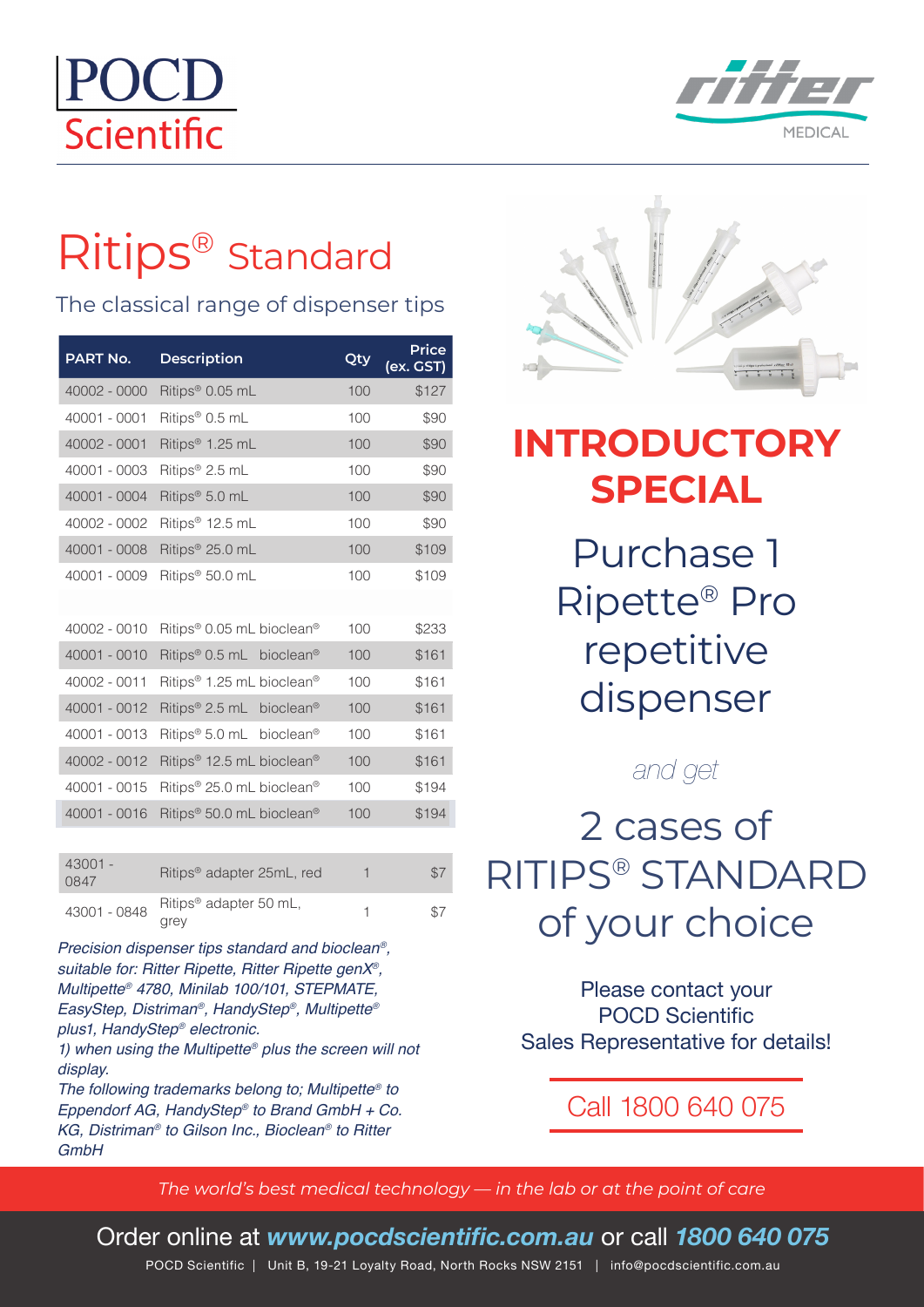POCD Scientific

ritter MEDICAL

# Ritips® Standard

The classical range of dispenser tips

| PART No. | Description | Qty | Price (ex. GST) |
|---|---|---|---|
| 40002 - 0000 | Ritips® 0.05 mL | 100 | $127 |
| 40001 - 0001 | Ritips® 0.5 mL | 100 | $90 |
| 40002 - 0001 | Ritips® 1.25 mL | 100 | $90 |
| 40001 - 0003 | Ritips® 2.5 mL | 100 | $90 |
| 40001 - 0004 | Ritips® 5.0 mL | 100 | $90 |
| 40002 - 0002 | Ritips® 12.5 mL | 100 | $90 |
| 40001 - 0008 | Ritips® 25.0 mL | 100 | $109 |
| 40001 - 0009 | Ritips® 50.0 mL | 100 | $109 |
| | | | |
| 40002 - 0010 | Ritips® 0.05 mL bioclean® | 100 | $233 |
| 40001 - 0010 | Ritips® 0.5 mL bioclean® | 100 | $161 |
| 40002 - 0011 | Ritips® 1.25 mL bioclean® | 100 | $161 |
| 40001 - 0012 | Ritips® 2.5 mL bioclean® | 100 | $161 |
| 40001 - 0013 | Ritips® 5.0 mL bioclean® | 100 | $161 |
| 40002 - 0012 | Ritips® 12.5 mL bioclean® | 100 | $161 |
| 40001 - 0015 | Ritips® 25.0 mL bioclean® | 100 | $194 |
| 40001 - 0016 | Ritips® 50.0 mL bioclean® | 100 | $194 |
| | | | |
| 43001 - 0847 | Ritips® adapter 25mL, red | 1 | $7 |
| 43001 - 0848 | Ritips® adapter 50 mL, grey | 1 | $7 |

*Precision dispenser tips standard and bioclean®, suitable for: Ritter Ripette, Ritter Ripette genX®, Multipette® 4780, Minilab 100/101, STEPMATE, EasyStep, Distriman®, HandyStep®, Multipette® plus1, HandyStep® electronic.*
*1) when using the Multipette® plus the screen will not display.*
*The following trademarks belong to; Multipette® to Eppendorf AG, HandyStep® to Brand GmbH + Co. KG, Distriman® to Gilson Inc., Bioclean® to Ritter GmbH*

## INTRODUCTORY SPECIAL

Purchase 1 Ripette® Pro repetitive dispenser

*and get*

2 cases of RITIPS® STANDARD of your choice

Please contact your POCD Scientific Sales Representative for details!

Call 1800 640 075

*The world's best medical technology — in the lab or at the point of care*

Order online at ***www.pocdscientific.com.au*** or call ***1800 640 075***

POCD Scientific | Unit B, 19-21 Loyalty Road, North Rocks NSW 2151 | info@pocdscientific.com.au